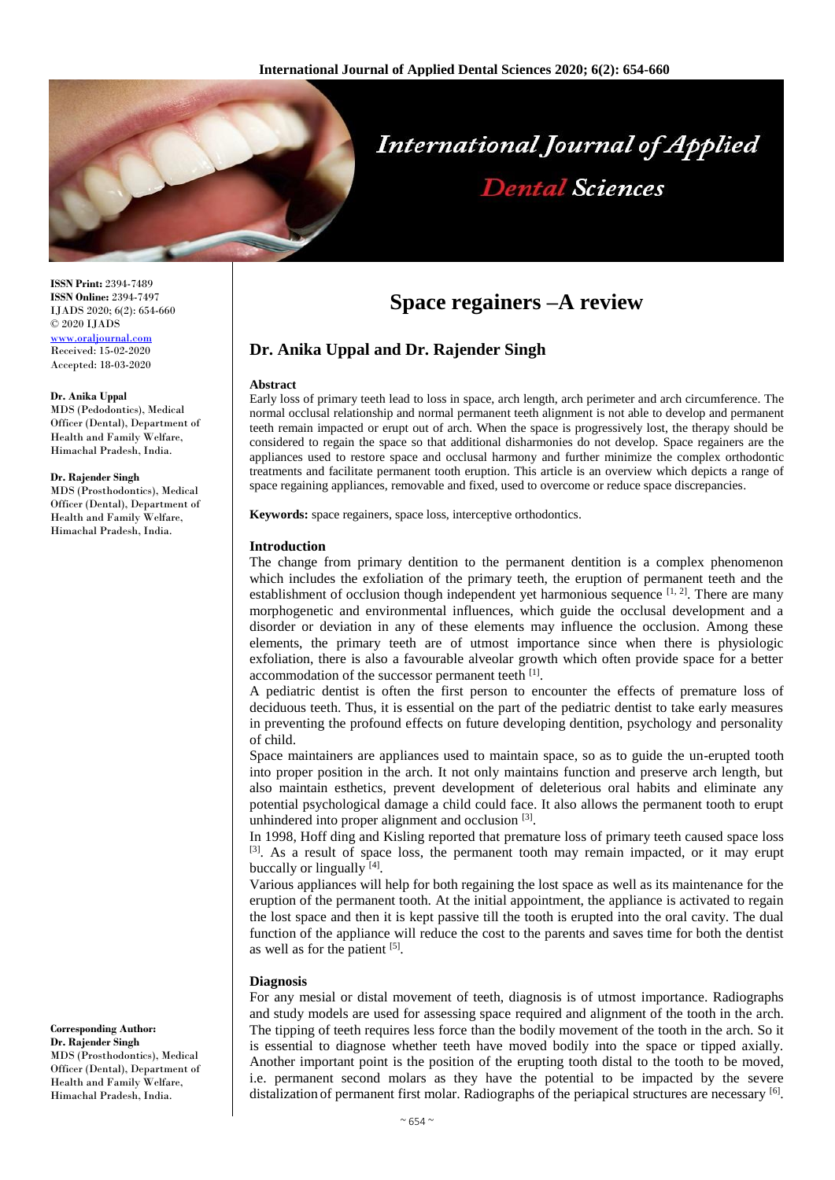# Space regainers –A review

## Dr. Anika Uppal and Dr. Rajender Singh

**ISSN Print:** 2394-7489
**ISSN Online:** 2394-7497
IJADS 2020; 6(2): 654-660
© 2020 IJADS
www.oraljournal.com
Received: 15-02-2020
Accepted: 18-03-2020

**Dr. Anika Uppal**
MDS (Pedodontics), Medical Officer (Dental), Department of Health and Family Welfare, Himachal Pradesh, India.

**Dr. Rajender Singh**
MDS (Prosthodontics), Medical Officer (Dental), Department of Health and Family Welfare, Himachal Pradesh, India.

**Corresponding Author:**
**Dr. Rajender Singh**
MDS (Prosthodontics), Medical Officer (Dental), Department of Health and Family Welfare, Himachal Pradesh, India.

**Abstract**

Early loss of primary teeth lead to loss in space, arch length, arch perimeter and arch circumference. The normal occlusal relationship and normal permanent teeth alignment is not able to develop and permanent teeth remain impacted or erupt out of arch. When the space is progressively lost, the therapy should be considered to regain the space so that additional disharmonies do not develop. Space regainers are the appliances used to restore space and occlusal harmony and further minimize the complex orthodontic treatments and facilitate permanent tooth eruption. This article is an overview which depicts a range of space regaining appliances, removable and fixed, used to overcome or reduce space discrepancies.

**Keywords:** space regainers, space loss, interceptive orthodontics.

### Introduction

The change from primary dentition to the permanent dentition is a complex phenomenon which includes the exfoliation of the primary teeth, the eruption of permanent teeth and the establishment of occlusion though independent yet harmonious sequence [1, 2]. There are many morphogenetic and environmental influences, which guide the occlusal development and a disorder or deviation in any of these elements may influence the occlusion. Among these elements, the primary teeth are of utmost importance since when there is physiologic exfoliation, there is also a favourable alveolar growth which often provide space for a better accommodation of the successor permanent teeth [1].

A pediatric dentist is often the first person to encounter the effects of premature loss of deciduous teeth. Thus, it is essential on the part of the pediatric dentist to take early measures in preventing the profound effects on future developing dentition, psychology and personality of child.

Space maintainers are appliances used to maintain space, so as to guide the un-erupted tooth into proper position in the arch. It not only maintains function and preserve arch length, but also maintain esthetics, prevent development of deleterious oral habits and eliminate any potential psychological damage a child could face. It also allows the permanent tooth to erupt unhindered into proper alignment and occlusion [3].

In 1998, Hoff ding and Kisling reported that premature loss of primary teeth caused space loss [3]. As a result of space loss, the permanent tooth may remain impacted, or it may erupt buccally or lingually [4].

Various appliances will help for both regaining the lost space as well as its maintenance for the eruption of the permanent tooth. At the initial appointment, the appliance is activated to regain the lost space and then it is kept passive till the tooth is erupted into the oral cavity. The dual function of the appliance will reduce the cost to the parents and saves time for both the dentist as well as for the patient [5].

### Diagnosis

For any mesial or distal movement of teeth, diagnosis is of utmost importance. Radiographs and study models are used for assessing space required and alignment of the tooth in the arch. The tipping of teeth requires less force than the bodily movement of the tooth in the arch. So it is essential to diagnose whether teeth have moved bodily into the space or tipped axially. Another important point is the position of the erupting tooth distal to the tooth to be moved, i.e. permanent second molars as they have the potential to be impacted by the severe distalization of permanent first molar. Radiographs of the periapical structures are necessary [6].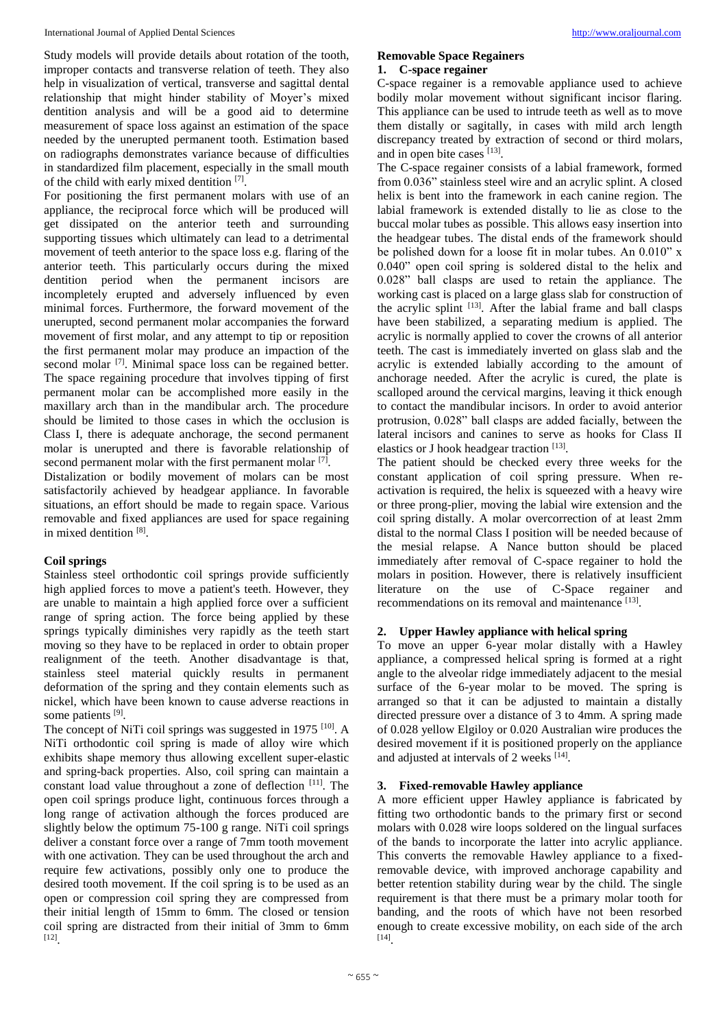Study models will provide details about rotation of the tooth, improper contacts and transverse relation of teeth. They also help in visualization of vertical, transverse and sagittal dental relationship that might hinder stability of Moyer's mixed dentition analysis and will be a good aid to determine measurement of space loss against an estimation of the space needed by the unerupted permanent tooth. Estimation based on radiographs demonstrates variance because of difficulties in standardized film placement, especially in the small mouth of the child with early mixed dentition [7].

For positioning the first permanent molars with use of an appliance, the reciprocal force which will be produced will get dissipated on the anterior teeth and surrounding supporting tissues which ultimately can lead to a detrimental movement of teeth anterior to the space loss e.g. flaring of the anterior teeth. This particularly occurs during the mixed dentition period when the permanent incisors are incompletely erupted and adversely influenced by even minimal forces. Furthermore, the forward movement of the unerupted, second permanent molar accompanies the forward movement of first molar, and any attempt to tip or reposition the first permanent molar may produce an impaction of the second molar [7]. Minimal space loss can be regained better. The space regaining procedure that involves tipping of first permanent molar can be accomplished more easily in the maxillary arch than in the mandibular arch. The procedure should be limited to those cases in which the occlusion is Class I, there is adequate anchorage, the second permanent molar is unerupted and there is favorable relationship of second permanent molar with the first permanent molar [7].

Distalization or bodily movement of molars can be most satisfactorily achieved by headgear appliance. In favorable situations, an effort should be made to regain space. Various removable and fixed appliances are used for space regaining in mixed dentition [8].

## Coil springs

Stainless steel orthodontic coil springs provide sufficiently high applied forces to move a patient's teeth. However, they are unable to maintain a high applied force over a sufficient range of spring action. The force being applied by these springs typically diminishes very rapidly as the teeth start moving so they have to be replaced in order to obtain proper realignment of the teeth. Another disadvantage is that, stainless steel material quickly results in permanent deformation of the spring and they contain elements such as nickel, which have been known to cause adverse reactions in some patients [9].

The concept of NiTi coil springs was suggested in 1975 [10]. A NiTi orthodontic coil spring is made of alloy wire which exhibits shape memory thus allowing excellent super-elastic and spring-back properties. Also, coil spring can maintain a constant load value throughout a zone of deflection [11]. The open coil springs produce light, continuous forces through a long range of activation although the forces produced are slightly below the optimum 75-100 g range. NiTi coil springs deliver a constant force over a range of 7mm tooth movement with one activation. They can be used throughout the arch and require few activations, possibly only one to produce the desired tooth movement. If the coil spring is to be used as an open or compression coil spring they are compressed from their initial length of 15mm to 6mm. The closed or tension coil spring are distracted from their initial of 3mm to 6mm [12].

## Removable Space Regainers

### 1. C-space regainer

C-space regainer is a removable appliance used to achieve bodily molar movement without significant incisor flaring. This appliance can be used to intrude teeth as well as to move them distally or sagitally, in cases with mild arch length discrepancy treated by extraction of second or third molars, and in open bite cases [13].

The C-space regainer consists of a labial framework, formed from 0.036" stainless steel wire and an acrylic splint. A closed helix is bent into the framework in each canine region. The labial framework is extended distally to lie as close to the buccal molar tubes as possible. This allows easy insertion into the headgear tubes. The distal ends of the framework should be polished down for a loose fit in molar tubes. An 0.010" x 0.040" open coil spring is soldered distal to the helix and 0.028" ball clasps are used to retain the appliance. The working cast is placed on a large glass slab for construction of the acrylic splint [13]. After the labial frame and ball clasps have been stabilized, a separating medium is applied. The acrylic is normally applied to cover the crowns of all anterior teeth. The cast is immediately inverted on glass slab and the acrylic is extended labially according to the amount of anchorage needed. After the acrylic is cured, the plate is scalloped around the cervical margins, leaving it thick enough to contact the mandibular incisors. In order to avoid anterior protrusion, 0.028" ball clasps are added facially, between the lateral incisors and canines to serve as hooks for Class II elastics or J hook headgear traction [13].

The patient should be checked every three weeks for the constant application of coil spring pressure. When re-activation is required, the helix is squeezed with a heavy wire or three prong-plier, moving the labial wire extension and the coil spring distally. A molar overcorrection of at least 2mm distal to the normal Class I position will be needed because of the mesial relapse. A Nance button should be placed immediately after removal of C-space regainer to hold the molars in position. However, there is relatively insufficient literature on the use of C-Space regainer and recommendations on its removal and maintenance [13].

### 2. Upper Hawley appliance with helical spring

To move an upper 6-year molar distally with a Hawley appliance, a compressed helical spring is formed at a right angle to the alveolar ridge immediately adjacent to the mesial surface of the 6-year molar to be moved. The spring is arranged so that it can be adjusted to maintain a distally directed pressure over a distance of 3 to 4mm. A spring made of 0.028 yellow Elgiloy or 0.020 Australian wire produces the desired movement if it is positioned properly on the appliance and adjusted at intervals of 2 weeks [14].

### 3. Fixed-removable Hawley appliance

A more efficient upper Hawley appliance is fabricated by fitting two orthodontic bands to the primary first or second molars with 0.028 wire loops soldered on the lingual surfaces of the bands to incorporate the latter into acrylic appliance. This converts the removable Hawley appliance to a fixed-removable device, with improved anchorage capability and better retention stability during wear by the child. The single requirement is that there must be a primary molar tooth for banding, and the roots of which have not been resorbed enough to create excessive mobility, on each side of the arch [14].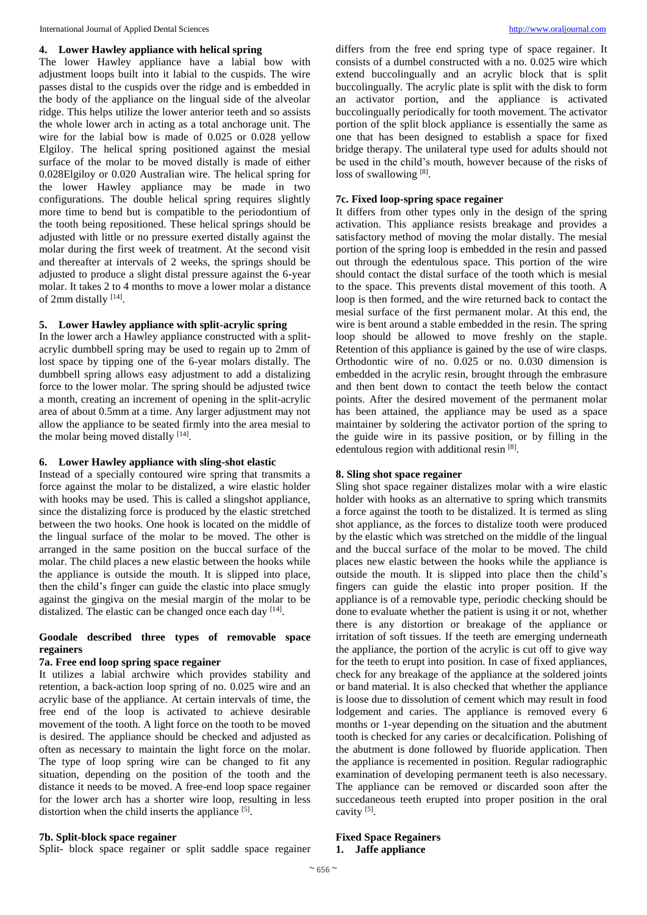### 4. Lower Hawley appliance with helical spring

The lower Hawley appliance have a labial bow with adjustment loops built into it labial to the cuspids. The wire passes distal to the cuspids over the ridge and is embedded in the body of the appliance on the lingual side of the alveolar ridge. This helps utilize the lower anterior teeth and so assists the whole lower arch in acting as a total anchorage unit. The wire for the labial bow is made of 0.025 or 0.028 yellow Elgiloy. The helical spring positioned against the mesial surface of the molar to be moved distally is made of either 0.028Elgiloy or 0.020 Australian wire. The helical spring for the lower Hawley appliance may be made in two configurations. The double helical spring requires slightly more time to bend but is compatible to the periodontium of the tooth being repositioned. These helical springs should be adjusted with little or no pressure exerted distally against the molar during the first week of treatment. At the second visit and thereafter at intervals of 2 weeks, the springs should be adjusted to produce a slight distal pressure against the 6-year molar. It takes 2 to 4 months to move a lower molar a distance of 2mm distally [14].

### 5. Lower Hawley appliance with split-acrylic spring

In the lower arch a Hawley appliance constructed with a split-acrylic dumbbell spring may be used to regain up to 2mm of lost space by tipping one of the 6-year molars distally. The dumbbell spring allows easy adjustment to add a distalizing force to the lower molar. The spring should be adjusted twice a month, creating an increment of opening in the split-acrylic area of about 0.5mm at a time. Any larger adjustment may not allow the appliance to be seated firmly into the area mesial to the molar being moved distally [14].

### 6. Lower Hawley appliance with sling-shot elastic

Instead of a specially contoured wire spring that transmits a force against the molar to be distalized, a wire elastic holder with hooks may be used. This is called a slingshot appliance, since the distalizing force is produced by the elastic stretched between the two hooks. One hook is located on the middle of the lingual surface of the molar to be moved. The other is arranged in the same position on the buccal surface of the molar. The child places a new elastic between the hooks while the appliance is outside the mouth. It is slipped into place, then the child's finger can guide the elastic into place smugly against the gingiva on the mesial margin of the molar to be distalized. The elastic can be changed once each day [14].

### Goodale described three types of removable space regainers

#### 7a. Free end loop spring space regainer

It utilizes a labial archwire which provides stability and retention, a back-action loop spring of no. 0.025 wire and an acrylic base of the appliance. At certain intervals of time, the free end of the loop is activated to achieve desirable movement of the tooth. A light force on the tooth to be moved is desired. The appliance should be checked and adjusted as often as necessary to maintain the light force on the molar. The type of loop spring wire can be changed to fit any situation, depending on the position of the tooth and the distance it needs to be moved. A free-end loop space regainer for the lower arch has a shorter wire loop, resulting in less distortion when the child inserts the appliance [5].

#### 7b. Split-block space regainer

Split- block space regainer or split saddle space regainer differs from the free end spring type of space regainer. It consists of a dumbel constructed with a no. 0.025 wire which extend buccolingually and an acrylic block that is split buccolingually. The acrylic plate is split with the disk to form an activator portion, and the appliance is activated buccolingually periodically for tooth movement. The activator portion of the split block appliance is essentially the same as one that has been designed to establish a space for fixed bridge therapy. The unilateral type used for adults should not be used in the child's mouth, however because of the risks of loss of swallowing [8].

#### 7c. Fixed loop-spring space regainer

It differs from other types only in the design of the spring activation. This appliance resists breakage and provides a satisfactory method of moving the molar distally. The mesial portion of the spring loop is embedded in the resin and passed out through the edentulous space. This portion of the wire should contact the distal surface of the tooth which is mesial to the space. This prevents distal movement of this tooth. A loop is then formed, and the wire returned back to contact the mesial surface of the first permanent molar. At this end, the wire is bent around a stable embedded in the resin. The spring loop should be allowed to move freshly on the staple. Retention of this appliance is gained by the use of wire clasps. Orthodontic wire of no. 0.025 or no. 0.030 dimension is embedded in the acrylic resin, brought through the embrasure and then bent down to contact the teeth below the contact points. After the desired movement of the permanent molar has been attained, the appliance may be used as a space maintainer by soldering the activator portion of the spring to the guide wire in its passive position, or by filling in the edentulous region with additional resin [8].

### 8. Sling shot space regainer

Sling shot space regainer distalizes molar with a wire elastic holder with hooks as an alternative to spring which transmits a force against the tooth to be distalized. It is termed as sling shot appliance, as the forces to distalize tooth were produced by the elastic which was stretched on the middle of the lingual and the buccal surface of the molar to be moved. The child places new elastic between the hooks while the appliance is outside the mouth. It is slipped into place then the child's fingers can guide the elastic into proper position. If the appliance is of a removable type, periodic checking should be done to evaluate whether the patient is using it or not, whether there is any distortion or breakage of the appliance or irritation of soft tissues. If the teeth are emerging underneath the appliance, the portion of the acrylic is cut off to give way for the teeth to erupt into position. In case of fixed appliances, check for any breakage of the appliance at the soldered joints or band material. It is also checked that whether the appliance is loose due to dissolution of cement which may result in food lodgement and caries. The appliance is removed every 6 months or 1-year depending on the situation and the abutment tooth is checked for any caries or decalcification. Polishing of the abutment is done followed by fluoride application. Then the appliance is recemented in position. Regular radiographic examination of developing permanent teeth is also necessary. The appliance can be removed or discarded soon after the succedaneous teeth erupted into proper position in the oral cavity [5].

## Fixed Space Regainers

### 1. Jaffe appliance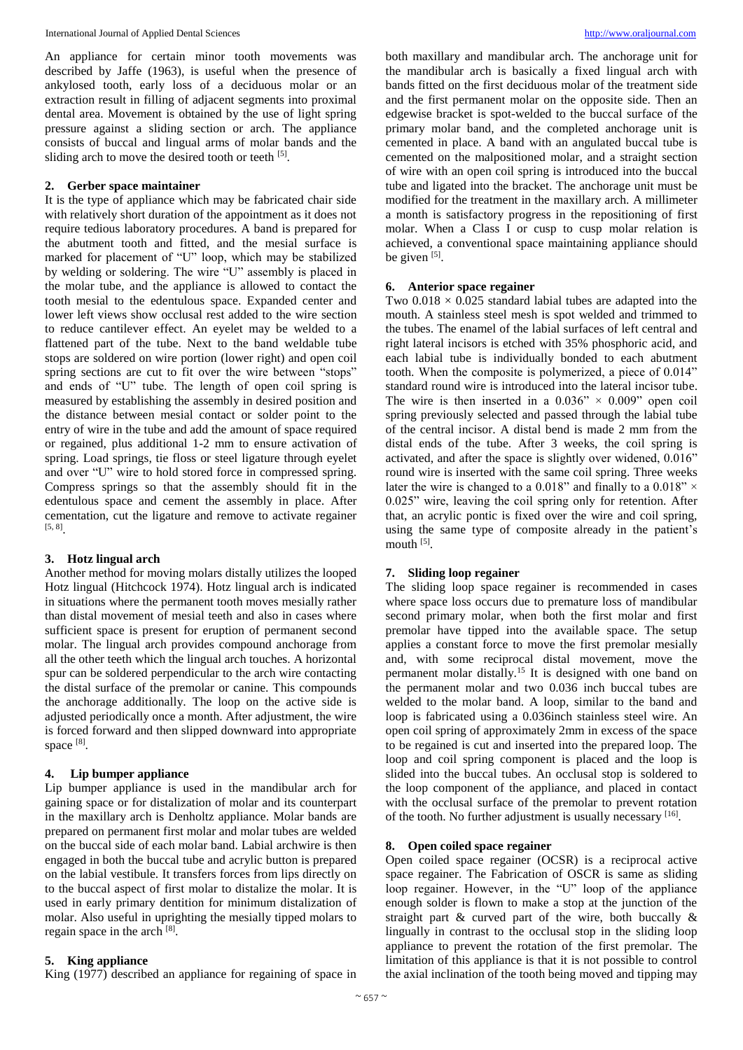An appliance for certain minor tooth movements was described by Jaffe (1963), is useful when the presence of ankylosed tooth, early loss of a deciduous molar or an extraction result in filling of adjacent segments into proximal dental area. Movement is obtained by the use of light spring pressure against a sliding section or arch. The appliance consists of buccal and lingual arms of molar bands and the sliding arch to move the desired tooth or teeth [5].

## 2. Gerber space maintainer

It is the type of appliance which may be fabricated chair side with relatively short duration of the appointment as it does not require tedious laboratory procedures. A band is prepared for the abutment tooth and fitted, and the mesial surface is marked for placement of "U" loop, which may be stabilized by welding or soldering. The wire "U" assembly is placed in the molar tube, and the appliance is allowed to contact the tooth mesial to the edentulous space. Expanded center and lower left views show occlusal rest added to the wire section to reduce cantilever effect. An eyelet may be welded to a flattened part of the tube. Next to the band weldable tube stops are soldered on wire portion (lower right) and open coil spring sections are cut to fit over the wire between "stops" and ends of "U" tube. The length of open coil spring is measured by establishing the assembly in desired position and the distance between mesial contact or solder point to the entry of wire in the tube and add the amount of space required or regained, plus additional 1-2 mm to ensure activation of spring. Load springs, tie floss or steel ligature through eyelet and over "U" wire to hold stored force in compressed spring. Compress springs so that the assembly should fit in the edentulous space and cement the assembly in place. After cementation, cut the ligature and remove to activate regainer [5, 8].

## 3. Hotz lingual arch

Another method for moving molars distally utilizes the looped Hotz lingual (Hitchcock 1974). Hotz lingual arch is indicated in situations where the permanent tooth moves mesially rather than distal movement of mesial teeth and also in cases where sufficient space is present for eruption of permanent second molar. The lingual arch provides compound anchorage from all the other teeth which the lingual arch touches. A horizontal spur can be soldered perpendicular to the arch wire contacting the distal surface of the premolar or canine. This compounds the anchorage additionally. The loop on the active side is adjusted periodically once a month. After adjustment, the wire is forced forward and then slipped downward into appropriate space [8].

## 4. Lip bumper appliance

Lip bumper appliance is used in the mandibular arch for gaining space or for distalization of molar and its counterpart in the maxillary arch is Denholtz appliance. Molar bands are prepared on permanent first molar and molar tubes are welded on the buccal side of each molar band. Labial archwire is then engaged in both the buccal tube and acrylic button is prepared on the labial vestibule. It transfers forces from lips directly on to the buccal aspect of first molar to distalize the molar. It is used in early primary dentition for minimum distalization of molar. Also useful in uprighting the mesially tipped molars to regain space in the arch [8].

## 5. King appliance

King (1977) described an appliance for regaining of space in both maxillary and mandibular arch. The anchorage unit for the mandibular arch is basically a fixed lingual arch with bands fitted on the first deciduous molar of the treatment side and the first permanent molar on the opposite side. Then an edgewise bracket is spot-welded to the buccal surface of the primary molar band, and the completed anchorage unit is cemented in place. A band with an angulated buccal tube is cemented on the malpositioned molar, and a straight section of wire with an open coil spring is introduced into the buccal tube and ligated into the bracket. The anchorage unit must be modified for the treatment in the maxillary arch. A millimeter a month is satisfactory progress in the repositioning of first molar. When a Class I or cusp to cusp molar relation is achieved, a conventional space maintaining appliance should be given [5].

## 6. Anterior space regainer

Two $0.018 \times 0.025$ standard labial tubes are adapted into the mouth. A stainless steel mesh is spot welded and trimmed to the tubes. The enamel of the labial surfaces of left central and right lateral incisors is etched with 35% phosphoric acid, and each labial tube is individually bonded to each abutment tooth. When the composite is polymerized, a piece of 0.014" standard round wire is introduced into the lateral incisor tube. The wire is then inserted in a $0.036" \times 0.009"$ open coil spring previously selected and passed through the labial tube of the central incisor. A distal bend is made 2 mm from the distal ends of the tube. After 3 weeks, the coil spring is activated, and after the space is slightly over widened, 0.016" round wire is inserted with the same coil spring. Three weeks later the wire is changed to a 0.018" and finally to a $0.018" \times 0.025"$ wire, leaving the coil spring only for retention. After that, an acrylic pontic is fixed over the wire and coil spring, using the same type of composite already in the patient's mouth [5].

## 7. Sliding loop regainer

The sliding loop space regainer is recommended in cases where space loss occurs due to premature loss of mandibular second primary molar, when both the first molar and first premolar have tipped into the available space. The setup applies a constant force to move the first premolar mesially and, with some reciprocal distal movement, move the permanent molar distally.[15] It is designed with one band on the permanent molar and two 0.036 inch buccal tubes are welded to the molar band. A loop, similar to the band and loop is fabricated using a 0.036inch stainless steel wire. An open coil spring of approximately 2mm in excess of the space to be regained is cut and inserted into the prepared loop. The loop and coil spring component is placed and the loop is slided into the buccal tubes. An occlusal stop is soldered to the loop component of the appliance, and placed in contact with the occlusal surface of the premolar to prevent rotation of the tooth. No further adjustment is usually necessary [16].

## 8. Open coiled space regainer

Open coiled space regainer (OCSR) is a reciprocal active space regainer. The Fabrication of OSCR is same as sliding loop regainer. However, in the "U" loop of the appliance enough solder is flown to make a stop at the junction of the straight part & curved part of the wire, both buccally & lingually in contrast to the occlusal stop in the sliding loop appliance to prevent the rotation of the first premolar. The limitation of this appliance is that it is not possible to control the axial inclination of the tooth being moved and tipping may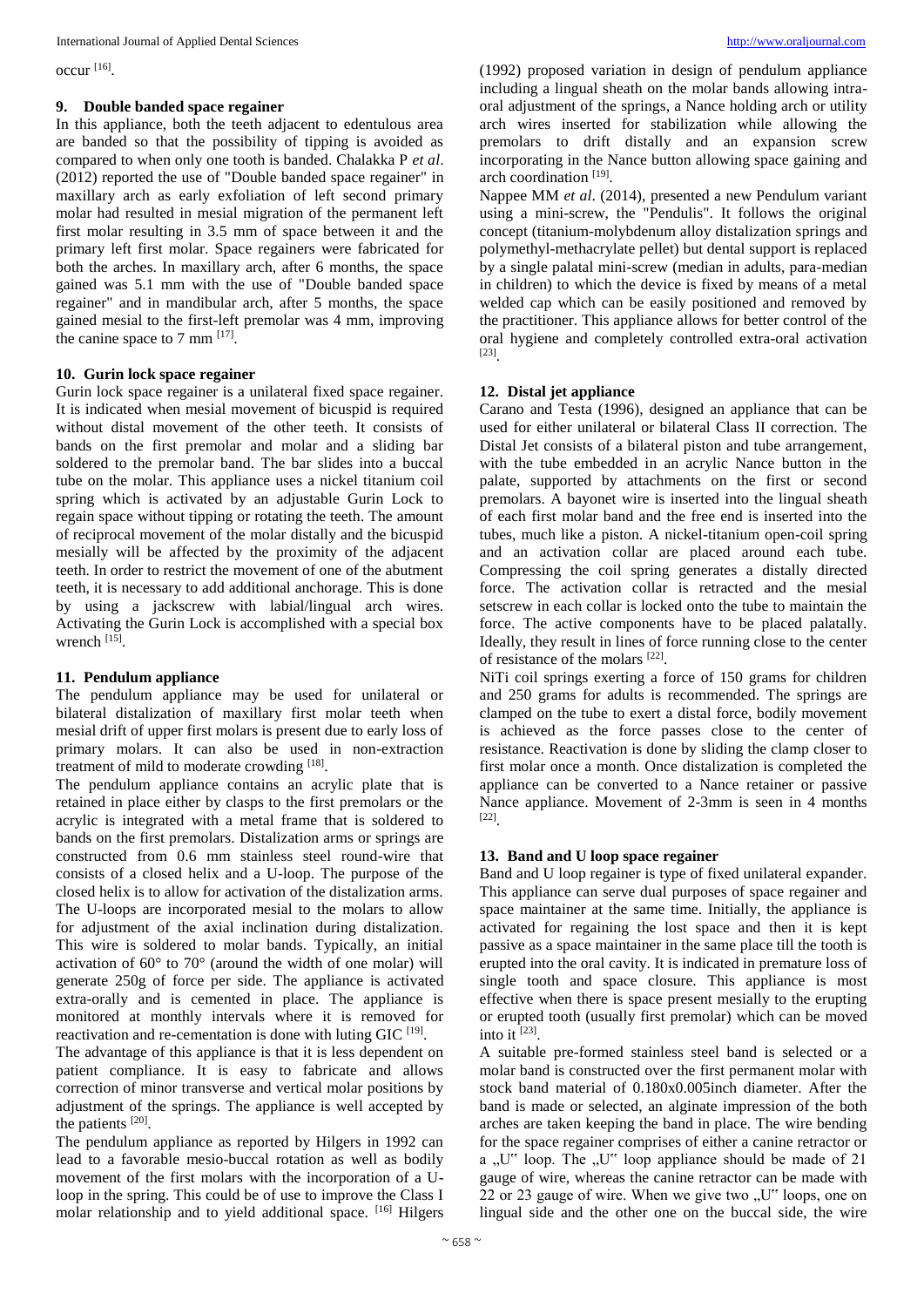occur [16].

### 9. Double banded space regainer

In this appliance, both the teeth adjacent to edentulous area are banded so that the possibility of tipping is avoided as compared to when only one tooth is banded. Chalakka P *et al*. (2012) reported the use of "Double banded space regainer" in maxillary arch as early exfoliation of left second primary molar had resulted in mesial migration of the permanent left first molar resulting in 3.5 mm of space between it and the primary left first molar. Space regainers were fabricated for both the arches. In maxillary arch, after 6 months, the space gained was 5.1 mm with the use of "Double banded space regainer" and in mandibular arch, after 5 months, the space gained mesial to the first-left premolar was 4 mm, improving the canine space to 7 mm [17].

### 10. Gurin lock space regainer

Gurin lock space regainer is a unilateral fixed space regainer. It is indicated when mesial movement of bicuspid is required without distal movement of the other teeth. It consists of bands on the first premolar and molar and a sliding bar soldered to the premolar band. The bar slides into a buccal tube on the molar. This appliance uses a nickel titanium coil spring which is activated by an adjustable Gurin Lock to regain space without tipping or rotating the teeth. The amount of reciprocal movement of the molar distally and the bicuspid mesially will be affected by the proximity of the adjacent teeth. In order to restrict the movement of one of the abutment teeth, it is necessary to add additional anchorage. This is done by using a jackscrew with labial/lingual arch wires. Activating the Gurin Lock is accomplished with a special box wrench [15].

### 11. Pendulum appliance

The pendulum appliance may be used for unilateral or bilateral distalization of maxillary first molar teeth when mesial drift of upper first molars is present due to early loss of primary molars. It can also be used in non-extraction treatment of mild to moderate crowding [18].

The pendulum appliance contains an acrylic plate that is retained in place either by clasps to the first premolars or the acrylic is integrated with a metal frame that is soldered to bands on the first premolars. Distalization arms or springs are constructed from 0.6 mm stainless steel round-wire that consists of a closed helix and a U-loop. The purpose of the closed helix is to allow for activation of the distalization arms. The U-loops are incorporated mesial to the molars to allow for adjustment of the axial inclination during distalization. This wire is soldered to molar bands. Typically, an initial activation of 60° to 70° (around the width of one molar) will generate 250g of force per side. The appliance is activated extra-orally and is cemented in place. The appliance is monitored at monthly intervals where it is removed for reactivation and re-cementation is done with luting GIC [19].

The advantage of this appliance is that it is less dependent on patient compliance. It is easy to fabricate and allows correction of minor transverse and vertical molar positions by adjustment of the springs. The appliance is well accepted by the patients [20].

The pendulum appliance as reported by Hilgers in 1992 can lead to a favorable mesio-buccal rotation as well as bodily movement of the first molars with the incorporation of a U-loop in the spring. This could be of use to improve the Class I molar relationship and to yield additional space. [16] Hilgers (1992) proposed variation in design of pendulum appliance including a lingual sheath on the molar bands allowing intra-oral adjustment of the springs, a Nance holding arch or utility arch wires inserted for stabilization while allowing the premolars to drift distally and an expansion screw incorporating in the Nance button allowing space gaining and arch coordination [19].

Nappee MM *et al*. (2014), presented a new Pendulum variant using a mini-screw, the "Pendulis". It follows the original concept (titanium-molybdenum alloy distalization springs and polymethyl-methacrylate pellet) but dental support is replaced by a single palatal mini-screw (median in adults, para-median in children) to which the device is fixed by means of a metal welded cap which can be easily positioned and removed by the practitioner. This appliance allows for better control of the oral hygiene and completely controlled extra-oral activation [23].

### 12. Distal jet appliance

Carano and Testa (1996), designed an appliance that can be used for either unilateral or bilateral Class II correction. The Distal Jet consists of a bilateral piston and tube arrangement, with the tube embedded in an acrylic Nance button in the palate, supported by attachments on the first or second premolars. A bayonet wire is inserted into the lingual sheath of each first molar band and the free end is inserted into the tubes, much like a piston. A nickel-titanium open-coil spring and an activation collar are placed around each tube. Compressing the coil spring generates a distally directed force. The activation collar is retracted and the mesial setscrew in each collar is locked onto the tube to maintain the force. The active components have to be placed palatally. Ideally, they result in lines of force running close to the center of resistance of the molars [22].

NiTi coil springs exerting a force of 150 grams for children and 250 grams for adults is recommended. The springs are clamped on the tube to exert a distal force, bodily movement is achieved as the force passes close to the center of resistance. Reactivation is done by sliding the clamp closer to first molar once a month. Once distalization is completed the appliance can be converted to a Nance retainer or passive Nance appliance. Movement of 2-3mm is seen in 4 months [22].

### 13. Band and U loop space regainer

Band and U loop regainer is type of fixed unilateral expander. This appliance can serve dual purposes of space regainer and space maintainer at the same time. Initially, the appliance is activated for regaining the lost space and then it is kept passive as a space maintainer in the same place till the tooth is erupted into the oral cavity. It is indicated in premature loss of single tooth and space closure. This appliance is most effective when there is space present mesially to the erupting or erupted tooth (usually first premolar) which can be moved into it [23].

A suitable pre-formed stainless steel band is selected or a molar band is constructed over the first permanent molar with stock band material of 0.180x0.005inch diameter. After the band is made or selected, an alginate impression of the both arches are taken keeping the band in place. The wire bending for the space regainer comprises of either a canine retractor or a „U" loop. The „U" loop appliance should be made of 21 gauge of wire, whereas the canine retractor can be made with 22 or 23 gauge of wire. When we give two „U" loops, one on lingual side and the other one on the buccal side, the wire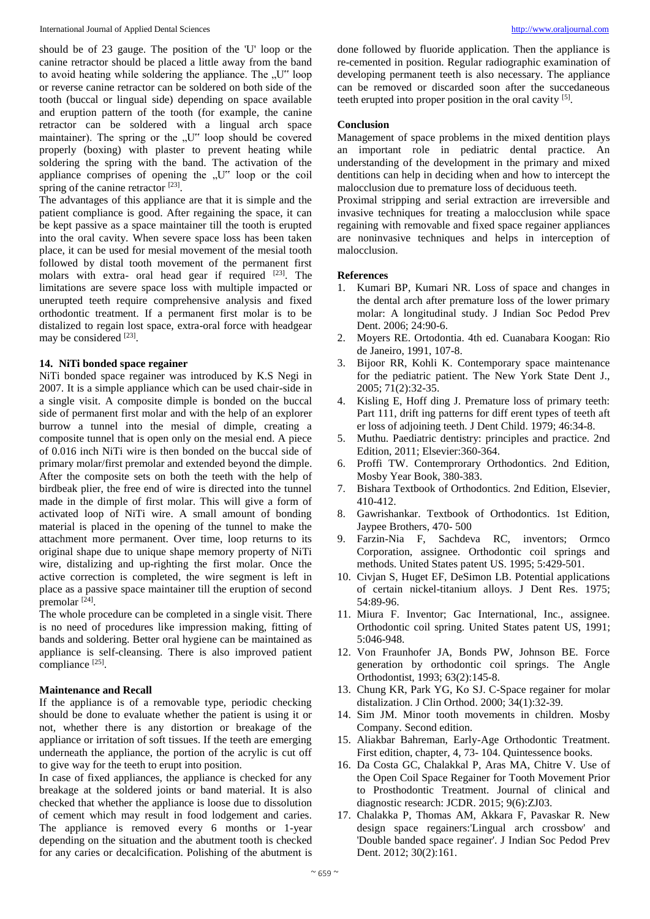should be of 23 gauge. The position of the 'U' loop or the canine retractor should be placed a little away from the band to avoid heating while soldering the appliance. The „U" loop or reverse canine retractor can be soldered on both side of the tooth (buccal or lingual side) depending on space available and eruption pattern of the tooth (for example, the canine retractor can be soldered with a lingual arch space maintainer). The spring or the „U" loop should be covered properly (boxing) with plaster to prevent heating while soldering the spring with the band. The activation of the appliance comprises of opening the „U" loop or the coil spring of the canine retractor [23].

The advantages of this appliance are that it is simple and the patient compliance is good. After regaining the space, it can be kept passive as a space maintainer till the tooth is erupted into the oral cavity. When severe space loss has been taken place, it can be used for mesial movement of the mesial tooth followed by distal tooth movement of the permanent first molars with extra- oral head gear if required [23]. The limitations are severe space loss with multiple impacted or unerupted teeth require comprehensive analysis and fixed orthodontic treatment. If a permanent first molar is to be distalized to regain lost space, extra-oral force with headgear may be considered [23].

### 14. NiTi bonded space regainer

NiTi bonded space regainer was introduced by K.S Negi in 2007. It is a simple appliance which can be used chair-side in a single visit. A composite dimple is bonded on the buccal side of permanent first molar and with the help of an explorer burrow a tunnel into the mesial of dimple, creating a composite tunnel that is open only on the mesial end. A piece of 0.016 inch NiTi wire is then bonded on the buccal side of primary molar/first premolar and extended beyond the dimple. After the composite sets on both the teeth with the help of birdbeak plier, the free end of wire is directed into the tunnel made in the dimple of first molar. This will give a form of activated loop of NiTi wire. A small amount of bonding material is placed in the opening of the tunnel to make the attachment more permanent. Over time, loop returns to its original shape due to unique shape memory property of NiTi wire, distalizing and up-righting the first molar. Once the active correction is completed, the wire segment is left in place as a passive space maintainer till the eruption of second premolar [24].

The whole procedure can be completed in a single visit. There is no need of procedures like impression making, fitting of bands and soldering. Better oral hygiene can be maintained as appliance is self-cleansing. There is also improved patient compliance [25].

### Maintenance and Recall

If the appliance is of a removable type, periodic checking should be done to evaluate whether the patient is using it or not, whether there is any distortion or breakage of the appliance or irritation of soft tissues. If the teeth are emerging underneath the appliance, the portion of the acrylic is cut off to give way for the teeth to erupt into position.

In case of fixed appliances, the appliance is checked for any breakage at the soldered joints or band material. It is also checked that whether the appliance is loose due to dissolution of cement which may result in food lodgement and caries. The appliance is removed every 6 months or 1-year depending on the situation and the abutment tooth is checked for any caries or decalcification. Polishing of the abutment is done followed by fluoride application. Then the appliance is re-cemented in position. Regular radiographic examination of developing permanent teeth is also necessary. The appliance can be removed or discarded soon after the succedaneous teeth erupted into proper position in the oral cavity [5].

### Conclusion

Management of space problems in the mixed dentition plays an important role in pediatric dental practice. An understanding of the development in the primary and mixed dentitions can help in deciding when and how to intercept the malocclusion due to premature loss of deciduous teeth.

Proximal stripping and serial extraction are irreversible and invasive techniques for treating a malocclusion while space regaining with removable and fixed space regainer appliances are noninvasive techniques and helps in interception of malocclusion.

### References

1. Kumari BP, Kumari NR. Loss of space and changes in the dental arch after premature loss of the lower primary molar: A longitudinal study. J Indian Soc Pedod Prev Dent. 2006; 24:90-6.
2. Moyers RE. Ortodontia. 4th ed. Cuanabara Koogan: Rio de Janeiro, 1991, 107-8.
3. Bijoor RR, Kohli K. Contemporary space maintenance for the pediatric patient. The New York State Dent J., 2005; 71(2):32-35.
4. Kisling E, Hoff ding J. Premature loss of primary teeth: Part 111, drift ing patterns for diff erent types of teeth aft er loss of adjoining teeth. J Dent Child. 1979; 46:34-8.
5. Muthu. Paediatric dentistry: principles and practice. 2nd Edition, 2011; Elsevier:360-364.
6. Proffi TW. Contemprorary Orthodontics. 2nd Edition, Mosby Year Book, 380-383.
7. Bishara Textbook of Orthodontics. 2nd Edition, Elsevier, 410-412.
8. Gawrishankar. Textbook of Orthodontics. 1st Edition, Jaypee Brothers, 470- 500
9. Farzin-Nia F, Sachdeva RC, inventors; Ormco Corporation, assignee. Orthodontic coil springs and methods. United States patent US. 1995; 5:429-501.
10. Civjan S, Huget EF, DeSimon LB. Potential applications of certain nickel-titanium alloys. J Dent Res. 1975; 54:89-96.
11. Miura F. Inventor; Gac International, Inc., assignee. Orthodontic coil spring. United States patent US, 1991; 5:046-948.
12. Von Fraunhofer JA, Bonds PW, Johnson BE. Force generation by orthodontic coil springs. The Angle Orthodontist, 1993; 63(2):145-8.
13. Chung KR, Park YG, Ko SJ. C-Space regainer for molar distalization. J Clin Orthod. 2000; 34(1):32-39.
14. Sim JM. Minor tooth movements in children. Mosby Company. Second edition.
15. Aliakbar Bahreman, Early-Age Orthodontic Treatment. First edition, chapter, 4, 73- 104. Quintessence books.
16. Da Costa GC, Chalakkal P, Aras MA, Chitre V. Use of the Open Coil Space Regainer for Tooth Movement Prior to Prosthodontic Treatment. Journal of clinical and diagnostic research: JCDR. 2015; 9(6):ZJ03.
17. Chalakka P, Thomas AM, Akkara F, Pavaskar R. New design space regainers:'Lingual arch crossbow' and 'Double banded space regainer'. J Indian Soc Pedod Prev Dent. 2012; 30(2):161.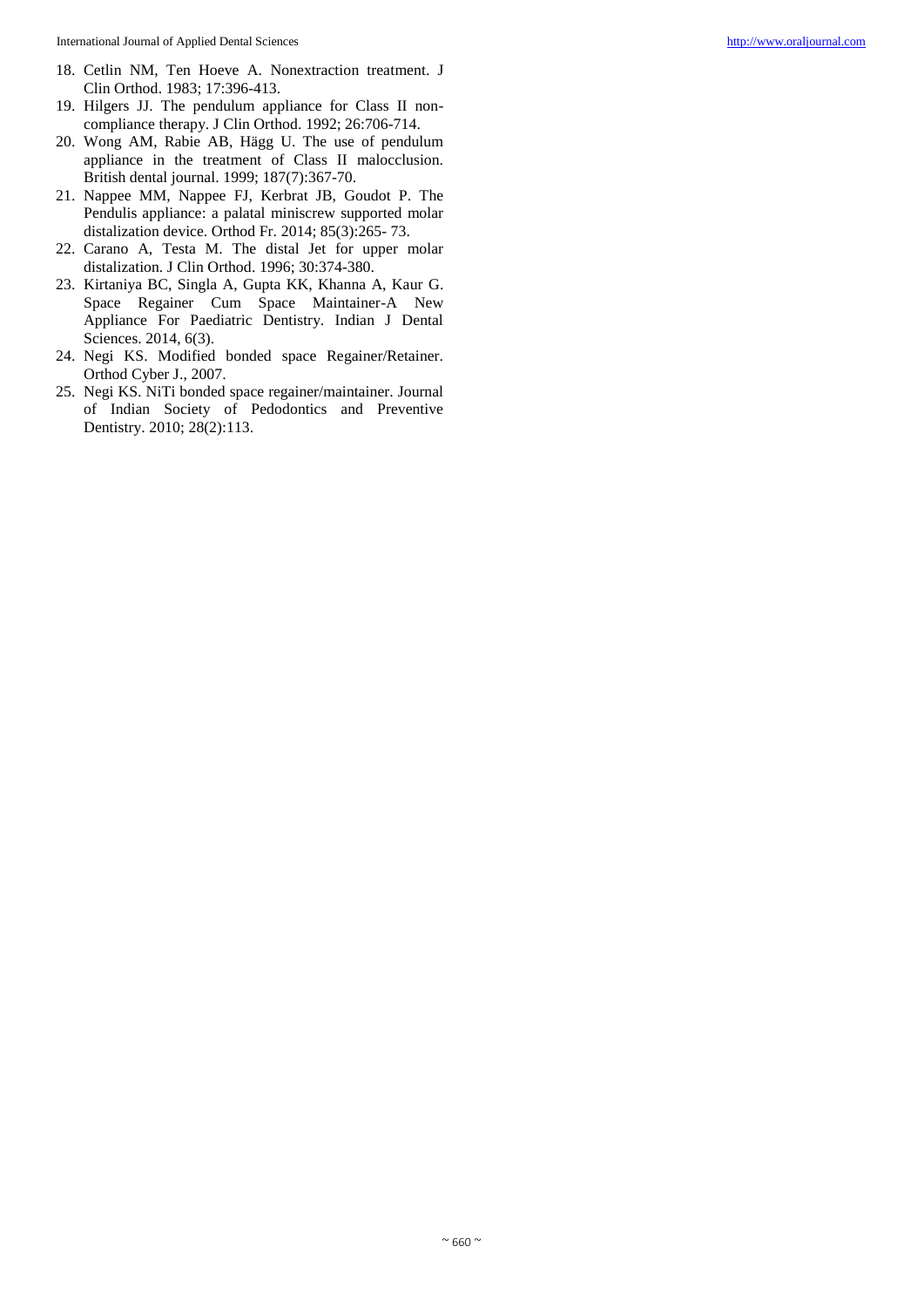18. Cetlin NM, Ten Hoeve A. Nonextraction treatment. J Clin Orthod. 1983; 17:396-413.
19. Hilgers JJ. The pendulum appliance for Class II non-compliance therapy. J Clin Orthod. 1992; 26:706-714.
20. Wong AM, Rabie AB, Hägg U. The use of pendulum appliance in the treatment of Class II malocclusion. British dental journal. 1999; 187(7):367-70.
21. Nappee MM, Nappee FJ, Kerbrat JB, Goudot P. The Pendulis appliance: a palatal miniscrew supported molar distalization device. Orthod Fr. 2014; 85(3):265- 73.
22. Carano A, Testa M. The distal Jet for upper molar distalization. J Clin Orthod. 1996; 30:374-380.
23. Kirtaniya BC, Singla A, Gupta KK, Khanna A, Kaur G. Space Regainer Cum Space Maintainer-A New Appliance For Paediatric Dentistry. Indian J Dental Sciences. 2014, 6(3).
24. Negi KS. Modified bonded space Regainer/Retainer. Orthod Cyber J., 2007.
25. Negi KS. NiTi bonded space regainer/maintainer. Journal of Indian Society of Pedodontics and Preventive Dentistry. 2010; 28(2):113.